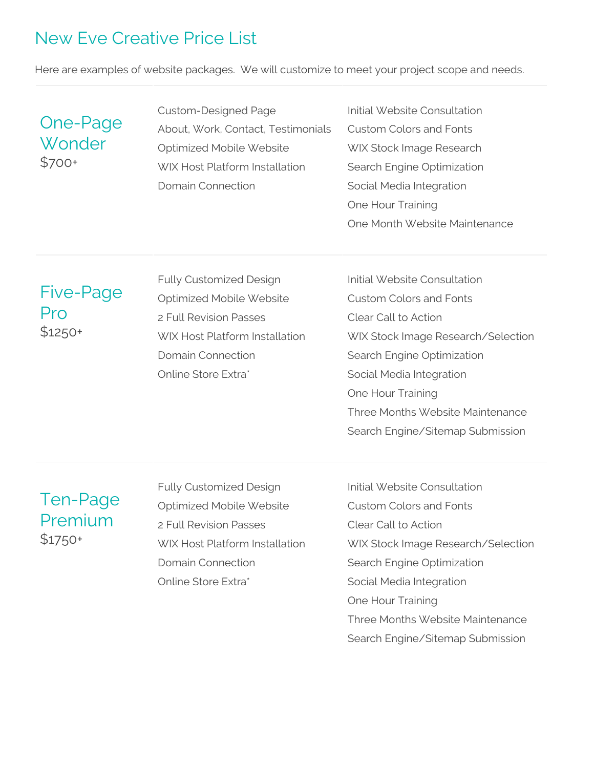# New Eve Creative Price List

Here are examples of website packages. We will customize to meet your project scope and needs.

| | | |
|---|---|---|
| **One-Page Wonder**<br>$700+ | Custom-Designed Page<br>About, Work, Contact, Testimonials<br>Optimized Mobile Website<br>WIX Host Platform Installation<br>Domain Connection | Initial Website Consultation<br>Custom Colors and Fonts<br>WIX Stock Image Research<br>Search Engine Optimization<br>Social Media Integration<br>One Hour Training<br>One Month Website Maintenance |
| **Five-Page Pro**<br>$1250+ | Fully Customized Design<br>Optimized Mobile Website<br>2 Full Revision Passes<br>WIX Host Platform Installation<br>Domain Connection<br>Online Store Extra* | Initial Website Consultation<br>Custom Colors and Fonts<br>Clear Call to Action<br>WIX Stock Image Research/Selection<br>Search Engine Optimization<br>Social Media Integration<br>One Hour Training<br>Three Months Website Maintenance<br>Search Engine/Sitemap Submission |
| **Ten-Page Premium**<br>$1750+ | Fully Customized Design<br>Optimized Mobile Website<br>2 Full Revision Passes<br>WIX Host Platform Installation<br>Domain Connection<br>Online Store Extra* | Initial Website Consultation<br>Custom Colors and Fonts<br>Clear Call to Action<br>WIX Stock Image Research/Selection<br>Search Engine Optimization<br>Social Media Integration<br>One Hour Training<br>Three Months Website Maintenance<br>Search Engine/Sitemap Submission |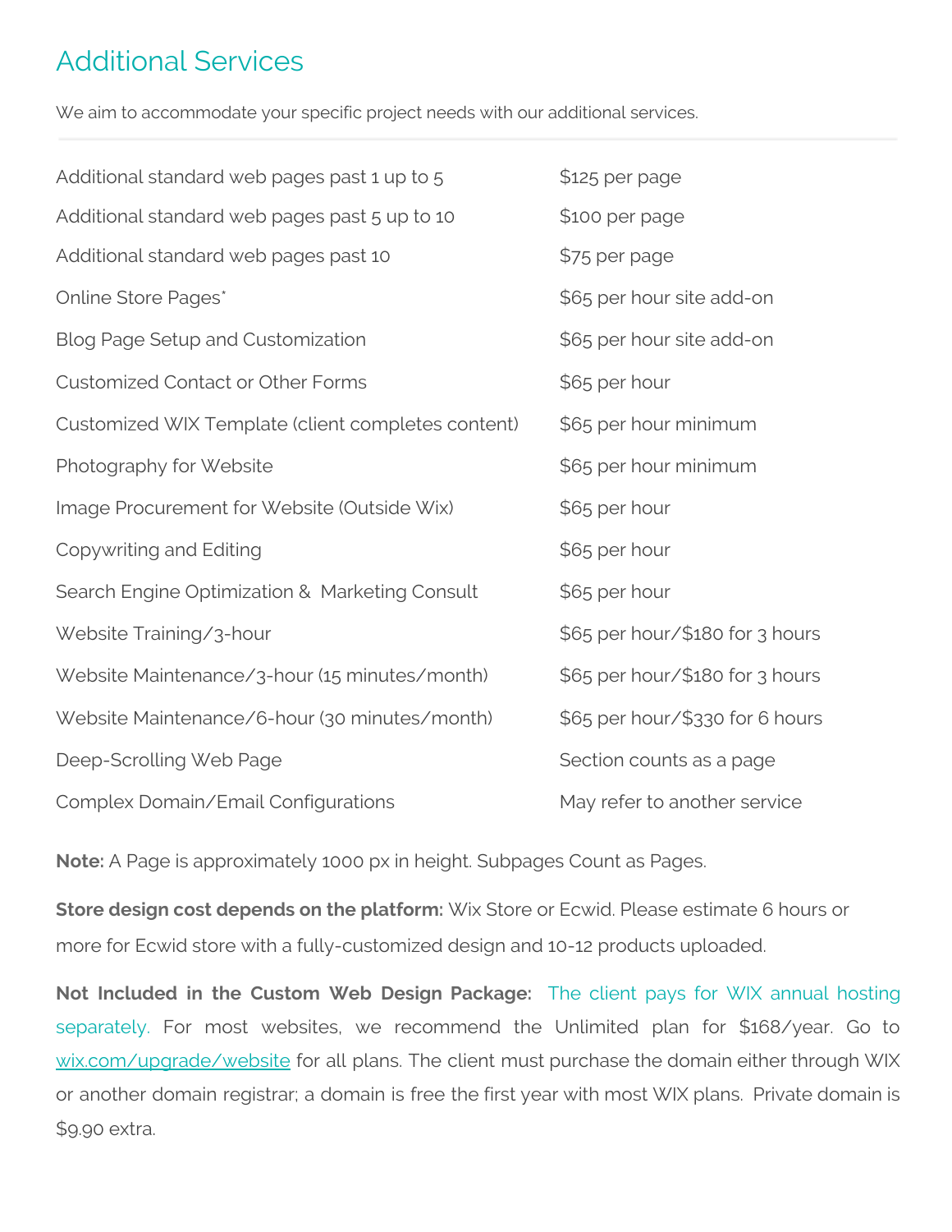## Additional Services

We aim to accommodate your specific project needs with our additional services.

| Service | Price |
|---|---|
| Additional standard web pages past 1 up to 5 | $125 per page |
| Additional standard web pages past 5 up to 10 | $100 per page |
| Additional standard web pages past 10 | $75 per page |
| Online Store Pages* | $65 per hour site add-on |
| Blog Page Setup and Customization | $65 per hour site add-on |
| Customized Contact or Other Forms | $65 per hour |
| Customized WIX Template (client completes content) | $65 per hour minimum |
| Photography for Website | $65 per hour minimum |
| Image Procurement for Website (Outside Wix) | $65 per hour |
| Copywriting and Editing | $65 per hour |
| Search Engine Optimization & Marketing Consult | $65 per hour |
| Website Training/3-hour | $65 per hour/$180 for 3 hours |
| Website Maintenance/3-hour (15 minutes/month) | $65 per hour/$180 for 3 hours |
| Website Maintenance/6-hour (30 minutes/month) | $65 per hour/$330 for 6 hours |
| Deep-Scrolling Web Page | Section counts as a page |
| Complex Domain/Email Configurations | May refer to another service |

**Note:** A Page is approximately 1000 px in height. Subpages Count as Pages.

**Store design cost depends on the platform:** Wix Store or Ecwid. Please estimate 6 hours or more for Ecwid store with a fully-customized design and 10-12 products uploaded.

**Not Included in the Custom Web Design Package:** The client pays for WIX annual hosting separately. For most websites, we recommend the Unlimited plan for $168/year. Go to wix.com/upgrade/website for all plans. The client must purchase the domain either through WIX or another domain registrar; a domain is free the first year with most WIX plans. Private domain is $9.90 extra.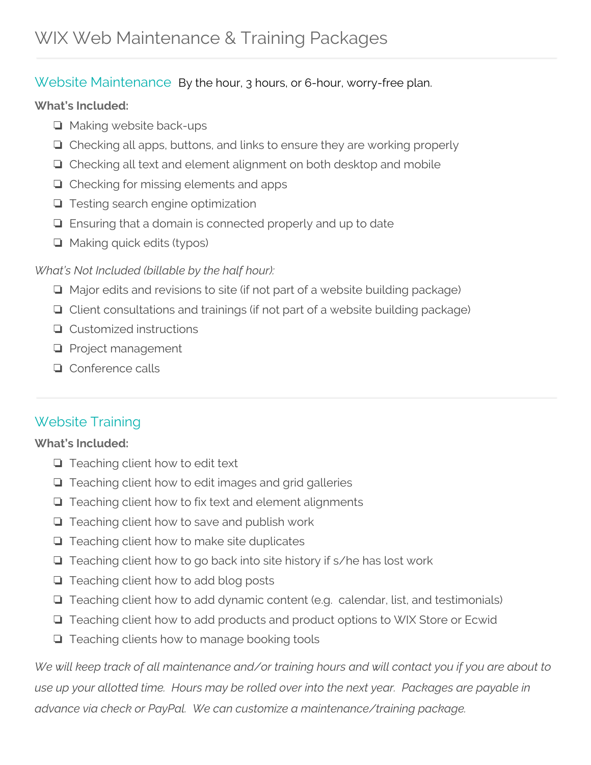# WIX Web Maintenance & Training Packages

## Website Maintenance

By the hour, 3 hours, or 6-hour, worry-free plan.

**What's Included:**

- Making website back-ups
- Checking all apps, buttons, and links to ensure they are working properly
- Checking all text and element alignment on both desktop and mobile
- Checking for missing elements and apps
- Testing search engine optimization
- Ensuring that a domain is connected properly and up to date
- Making quick edits (typos)

*What's Not Included (billable by the half hour):*

- Major edits and revisions to site (if not part of a website building package)
- Client consultations and trainings (if not part of a website building package)
- Customized instructions
- Project management
- Conference calls

## Website Training

**What's Included:**

- Teaching client how to edit text
- Teaching client how to edit images and grid galleries
- Teaching client how to fix text and element alignments
- Teaching client how to save and publish work
- Teaching client how to make site duplicates
- Teaching client how to go back into site history if s/he has lost work
- Teaching client how to add blog posts
- Teaching client how to add dynamic content (e.g. calendar, list, and testimonials)
- Teaching client how to add products and product options to WIX Store or Ecwid
- Teaching clients how to manage booking tools

*We will keep track of all maintenance and/or training hours and will contact you if you are about to use up your allotted time. Hours may be rolled over into the next year. Packages are payable in advance via check or PayPal. We can customize a maintenance/training package.*